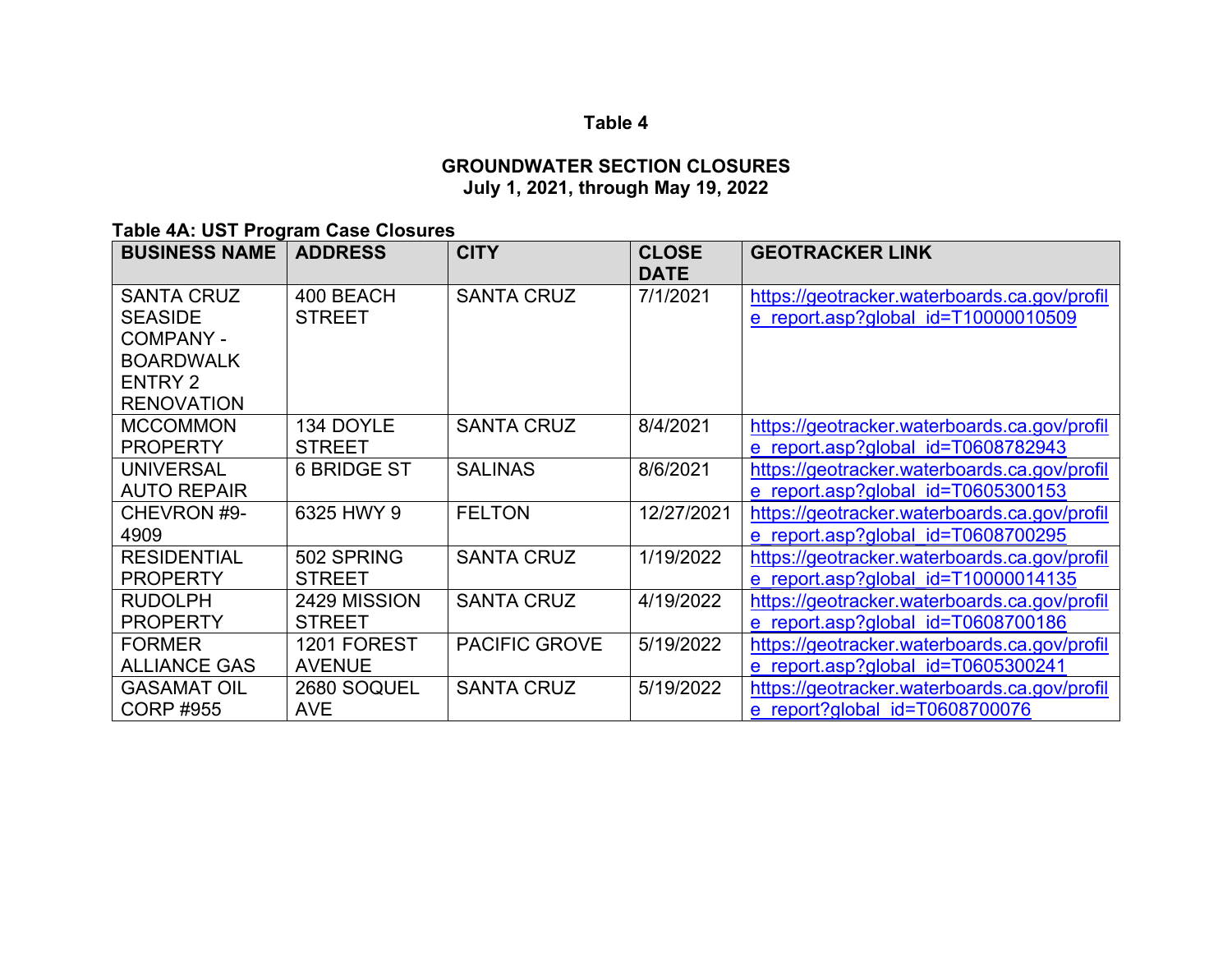# Table 4

## GROUNDWATER SECTION CLOSURES
**July 1, 2021, through May 19, 2022**

### Table 4A: UST Program Case Closures

| BUSINESS NAME | ADDRESS | CITY | CLOSE DATE | GEOTRACKER LINK |
|---|---|---|---|---|
| SANTA CRUZ SEASIDE COMPANY - BOARDWALK ENTRY 2 RENOVATION | 400 BEACH STREET | SANTA CRUZ | 7/1/2021 | https://geotracker.waterboards.ca.gov/profile_report.asp?global_id=T10000010509 |
| MCCOMMON PROPERTY | 134 DOYLE STREET | SANTA CRUZ | 8/4/2021 | https://geotracker.waterboards.ca.gov/profile_report.asp?global_id=T0608782943 |
| UNIVERSAL AUTO REPAIR | 6 BRIDGE ST | SALINAS | 8/6/2021 | https://geotracker.waterboards.ca.gov/profile_report.asp?global_id=T0605300153 |
| CHEVRON #9-4909 | 6325 HWY 9 | FELTON | 12/27/2021 | https://geotracker.waterboards.ca.gov/profile_report.asp?global_id=T0608700295 |
| RESIDENTIAL PROPERTY | 502 SPRING STREET | SANTA CRUZ | 1/19/2022 | https://geotracker.waterboards.ca.gov/profile_report.asp?global_id=T10000014135 |
| RUDOLPH PROPERTY | 2429 MISSION STREET | SANTA CRUZ | 4/19/2022 | https://geotracker.waterboards.ca.gov/profile_report.asp?global_id=T0608700186 |
| FORMER ALLIANCE GAS | 1201 FOREST AVENUE | PACIFIC GROVE | 5/19/2022 | https://geotracker.waterboards.ca.gov/profile_report.asp?global_id=T0605300241 |
| GASAMAT OIL CORP #955 | 2680 SOQUEL AVE | SANTA CRUZ | 5/19/2022 | https://geotracker.waterboards.ca.gov/profile_report?global_id=T0608700076 |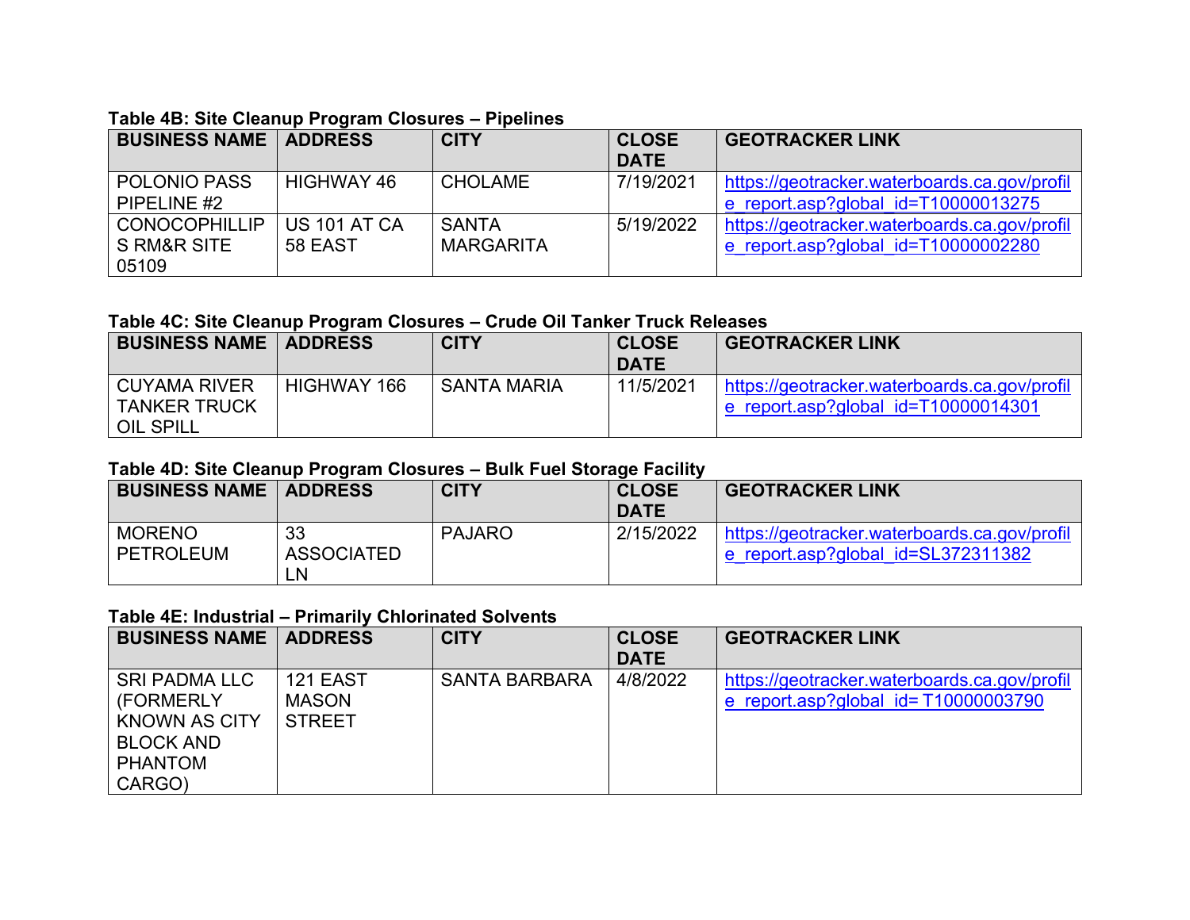**Table 4B: Site Cleanup Program Closures – Pipelines**

| BUSINESS NAME | ADDRESS | CITY | CLOSE DATE | GEOTRACKER LINK |
|---|---|---|---|---|
| POLONIO PASS PIPELINE #2 | HIGHWAY 46 | CHOLAME | 7/19/2021 | https://geotracker.waterboards.ca.gov/profile_report.asp?global_id=T10000013275 |
| CONOCOPHILLIPS RM&R SITE 05109 | US 101 AT CA 58 EAST | SANTA MARGARITA | 5/19/2022 | https://geotracker.waterboards.ca.gov/profile_report.asp?global_id=T10000002280 |

**Table 4C: Site Cleanup Program Closures – Crude Oil Tanker Truck Releases**

| BUSINESS NAME | ADDRESS | CITY | CLOSE DATE | GEOTRACKER LINK |
|---|---|---|---|---|
| CUYAMA RIVER TANKER TRUCK OIL SPILL | HIGHWAY 166 | SANTA MARIA | 11/5/2021 | https://geotracker.waterboards.ca.gov/profile_report.asp?global_id=T10000014301 |

**Table 4D: Site Cleanup Program Closures – Bulk Fuel Storage Facility**

| BUSINESS NAME | ADDRESS | CITY | CLOSE DATE | GEOTRACKER LINK |
|---|---|---|---|---|
| MORENO PETROLEUM | 33 ASSOCIATED LN | PAJARO | 2/15/2022 | https://geotracker.waterboards.ca.gov/profile_report.asp?global_id=SL372311382 |

**Table 4E: Industrial – Primarily Chlorinated Solvents**

| BUSINESS NAME | ADDRESS | CITY | CLOSE DATE | GEOTRACKER LINK |
|---|---|---|---|---|
| SRI PADMA LLC (FORMERLY KNOWN AS CITY BLOCK AND PHANTOM CARGO) | 121 EAST MASON STREET | SANTA BARBARA | 4/8/2022 | https://geotracker.waterboards.ca.gov/profile_report.asp?global_id= T10000003790 |